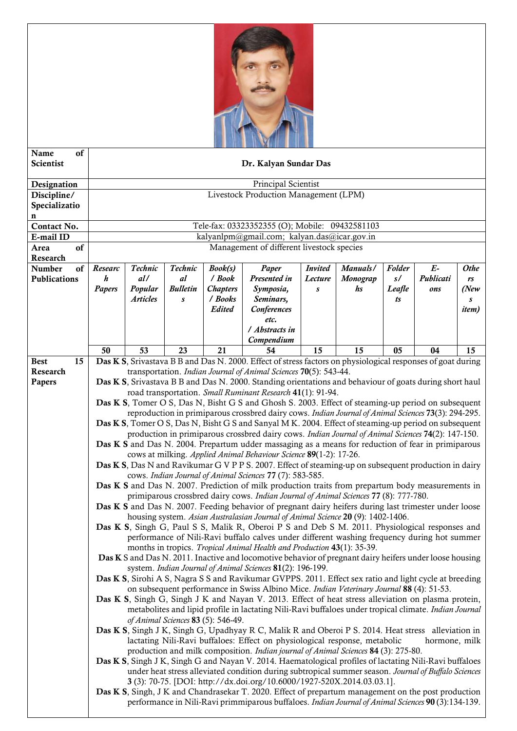| | |
|---|---|
| **Name of Scientist** | **Dr. Kalyan Sundar Das** |
| **Designation** | Principal Scientist |
| **Discipline/ Specialization** | Livestock Production Management (LPM) |
| **Contact No.** | Tele-fax: 03323352355 (O); Mobile: 09432581103 |
| **E-mail ID** | kalyanlpm@gmail.com; kalyan.das@icar.gov.in |
| **Area of Research** | Management of different livestock species |

**Number of Publications**

| *Research Papers* | *Technical/ Popular Articles* | *Technical Bulletins* | *Book(s) / Book Chapters / Books Edited* | *Paper Presented in Symposia, Seminars, Conferences etc. / Abstracts in Compendium* | *Invited Lectures* | *Manuals/ Monographs* | *Folders/ Leaflets* | *E-Publications* | *Others (News item)* |
|---|---|---|---|---|---|---|---|---|---|
| 50 | 53 | 23 | 21 | 54 | 15 | 15 | 05 | 04 | 15 |

**Best 15 Research Papers**

- **Das K S**, Srivastava B B and Das N. 2000. Effect of stress factors on physiological responses of goat during transportation. *Indian Journal of Animal Sciences* **70**(5): 543-44.
- **Das K S**, Srivastava B B and Das N. 2000. Standing orientations and behaviour of goats during short haul road transportation. *Small Ruminant Research* **41**(1): 91-94.
- **Das K S**, Tomer O S, Das N, Bisht G S and Ghosh S. 2003. Effect of steaming-up period on subsequent reproduction in primiparous crossbred dairy cows. *Indian Journal of Animal Sciences* **73**(3): 294-295.
- **Das K S**, Tomer O S, Das N, Bisht G S and Sanyal M K. 2004. Effect of steaming-up period on subsequent production in primiparous crossbred dairy cows. *Indian Journal of Animal Sciences* **74**(2): 147-150.
- **Das K S** and Das N. 2004. Prepartum udder massaging as a means for reduction of fear in primiparous cows at milking. *Applied Animal Behaviour Science* **89**(1-2): 17-26.
- **Das K S**, Das N and Ravikumar G V P P S. 2007. Effect of steaming-up on subsequent production in dairy cows. *Indian Journal of Animal Sciences* **77** (7): 583-585.
- **Das K S** and Das N. 2007. Prediction of milk production traits from prepartum body measurements in primiparous crossbred dairy cows. *Indian Journal of Animal Sciences* **77** (8): 777-780.
- **Das K S** and Das N. 2007. Feeding behavior of pregnant dairy heifers during last trimester under loose housing system. *Asian Australasian Journal of Animal Science* **20** (9): 1402-1406.
- **Das K S**, Singh G, Paul S S, Malik R, Oberoi P S and Deb S M. 2011. Physiological responses and performance of Nili-Ravi buffalo calves under different washing frequency during hot summer months in tropics. *Tropical Animal Health and Production* **43**(1): 35-39.
- **Das K** S and Das N. 2011. Inactive and locomotive behavior of pregnant dairy heifers under loose housing system. *Indian Journal of Animal Sciences* **81**(2): 196-199.
- **Das K S**, Sirohi A S, Nagra S S and Ravikumar GVPPS. 2011. Effect sex ratio and light cycle at breeding on subsequent performance in Swiss Albino Mice. *Indian Veterinary Journal* **88** (4): 51-53.
- **Das K S**, Singh G, Singh J K and Nayan V. 2013. Effect of heat stress alleviation on plasma protein, metabolites and lipid profile in lactating Nili-Ravi buffaloes under tropical climate. *Indian Journal of Animal Sciences* **83** (5): 546-49.
- **Das K S**, Singh J K, Singh G, Upadhyay R C, Malik R and Oberoi P S. 2014. Heat stress alleviation in lactating Nili-Ravi buffaloes: Effect on physiological response, metabolic hormone, milk production and milk composition. *Indian journal of Animal Sciences* **84** (3): 275-80.
- **Das K S**, Singh J K, Singh G and Nayan V. 2014. Haematological profiles of lactating Nili-Ravi buffaloes under heat stress alleviated condition during subtropical summer season. *Journal of Buffalo Sciences* **3** (3): 70-75. [DOI: http://dx.doi.org/10.6000/1927-520X.2014.03.03.1].
- **Das K S**, Singh, J K and Chandrasekar T. 2020. Effect of prepartum management on the post production performance in Nili-Ravi primmiparous buffaloes. *Indian Journal of Animal Sciences* **90** (3):134-139.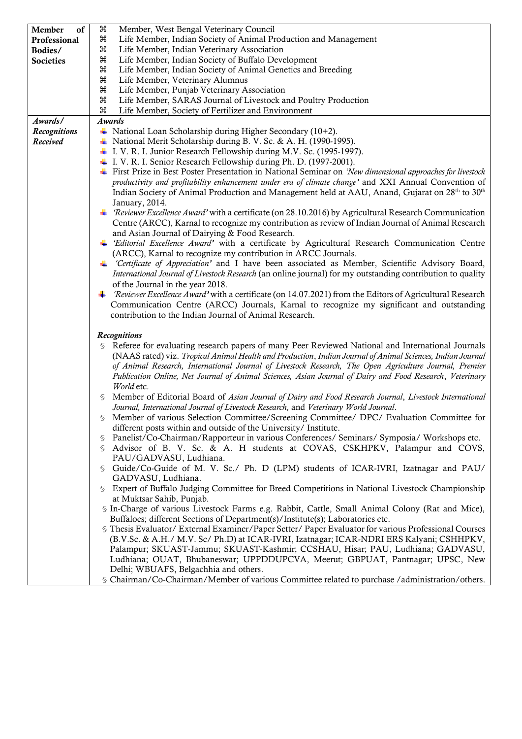| | |
|---|---|
| **Member of Professional Bodies/ Societies** | ⌘ Member, West Bengal Veterinary Council<br>⌘ Life Member, Indian Society of Animal Production and Management<br>⌘ Life Member, Indian Veterinary Association<br>⌘ Life Member, Indian Society of Buffalo Development<br>⌘ Life Member, Indian Society of Animal Genetics and Breeding<br>⌘ Life Member, Veterinary Alumnus<br>⌘ Life Member, Punjab Veterinary Association<br>⌘ Life Member, SARAS Journal of Livestock and Poultry Production<br>⌘ Life Member, Society of Fertilizer and Environment |
| ***Awards/ Recognitions Received*** | ***Awards***<br>- National Loan Scholarship during Higher Secondary (10+2).<br>- National Merit Scholarship during B. V. Sc. & A. H. (1990-1995).<br>- I. V. R. I. Junior Research Fellowship during M.V. Sc. (1995-1997).<br>- I. V. R. I. Senior Research Fellowship during Ph. D. (1997-2001).<br>- First Prize in Best Poster Presentation in National Seminar on *'New dimensional approaches for livestock productivity and profitability enhancement under era of climate change'* and XXI Annual Convention of Indian Society of Animal Production and Management held at AAU, Anand, Gujarat on 28th to 30th January, 2014.<br>- *'Reviewer Excellence Award'* with a certificate (on 28.10.2016) by Agricultural Research Communication Centre (ARCC), Karnal to recognize my contribution as review of Indian Journal of Animal Research and Asian Journal of Dairying & Food Research.<br>- *'Editorial Excellence Award'* with a certificate by Agricultural Research Communication Centre (ARCC), Karnal to recognize my contribution in ARCC Journals.<br>- *'Certificate of Appreciation'* and I have been associated as Member, Scientific Advisory Board, *International Journal of Livestock Research* (an online journal) for my outstanding contribution to quality of the Journal in the year 2018.<br>- *'Reviewer Excellence Award'* with a certificate (on 14.07.2021) from the Editors of Agricultural Research Communication Centre (ARCC) Journals, Karnal to recognize my significant and outstanding contribution to the Indian Journal of Animal Research.<br><br>***Recognitions***<br>§ Referee for evaluating research papers of many Peer Reviewed National and International Journals (NAAS rated) viz. *Tropical Animal Health and Production*, *Indian Journal of Animal Sciences, Indian Journal of Animal Research, International Journal of Livestock Research, The Open Agriculture Journal, Premier Publication Online, Net Journal of Animal Sciences, Asian Journal of Dairy and Food Research*, *Veterinary World* etc.<br>§ Member of Editorial Board of *Asian Journal of Dairy and Food Research Journal*, *Livestock International Journal, International Journal of Livestock Research,* and *Veterinary World Journal*.<br>§ Member of various Selection Committee/Screening Committee/ DPC/ Evaluation Committee for different posts within and outside of the University/ Institute.<br>§ Panelist/Co-Chairman/Rapporteur in various Conferences/ Seminars/ Symposia/ Workshops etc.<br>§ Advisor of B. V. Sc. & A. H students at COVAS, CSKHPKV, Palampur and COVS, PAU/GADVASU, Ludhiana.<br>§ Guide/Co-Guide of M. V. Sc./ Ph. D (LPM) students of ICAR-IVRI, Izatnagar and PAU/ GADVASU, Ludhiana.<br>§ Expert of Buffalo Judging Committee for Breed Competitions in National Livestock Championship at Muktsar Sahib, Punjab.<br>§ In-Charge of various Livestock Farms e.g. Rabbit, Cattle, Small Animal Colony (Rat and Mice), Buffaloes; different Sections of Department(s)/Institute(s); Laboratories etc.<br>§ Thesis Evaluator/ External Examiner/Paper Setter/ Paper Evaluator for various Professional Courses (B.V.Sc. & A.H./ M.V. Sc/ Ph.D) at ICAR-IVRI, Izatnagar; ICAR-NDRI ERS Kalyani; CSHHPKV, Palampur; SKUAST-Jammu; SKUAST-Kashmir; CCSHAU, Hisar; PAU, Ludhiana; GADVASU, Ludhiana; OUAT, Bhubaneswar; UPPDDUPCVA, Meerut; GBPUAT, Pantnagar; UPSC, New Delhi; WBUAFS, Belgachhia and others.<br>§ Chairman/Co-Chairman/Member of various Committee related to purchase /administration/others. |